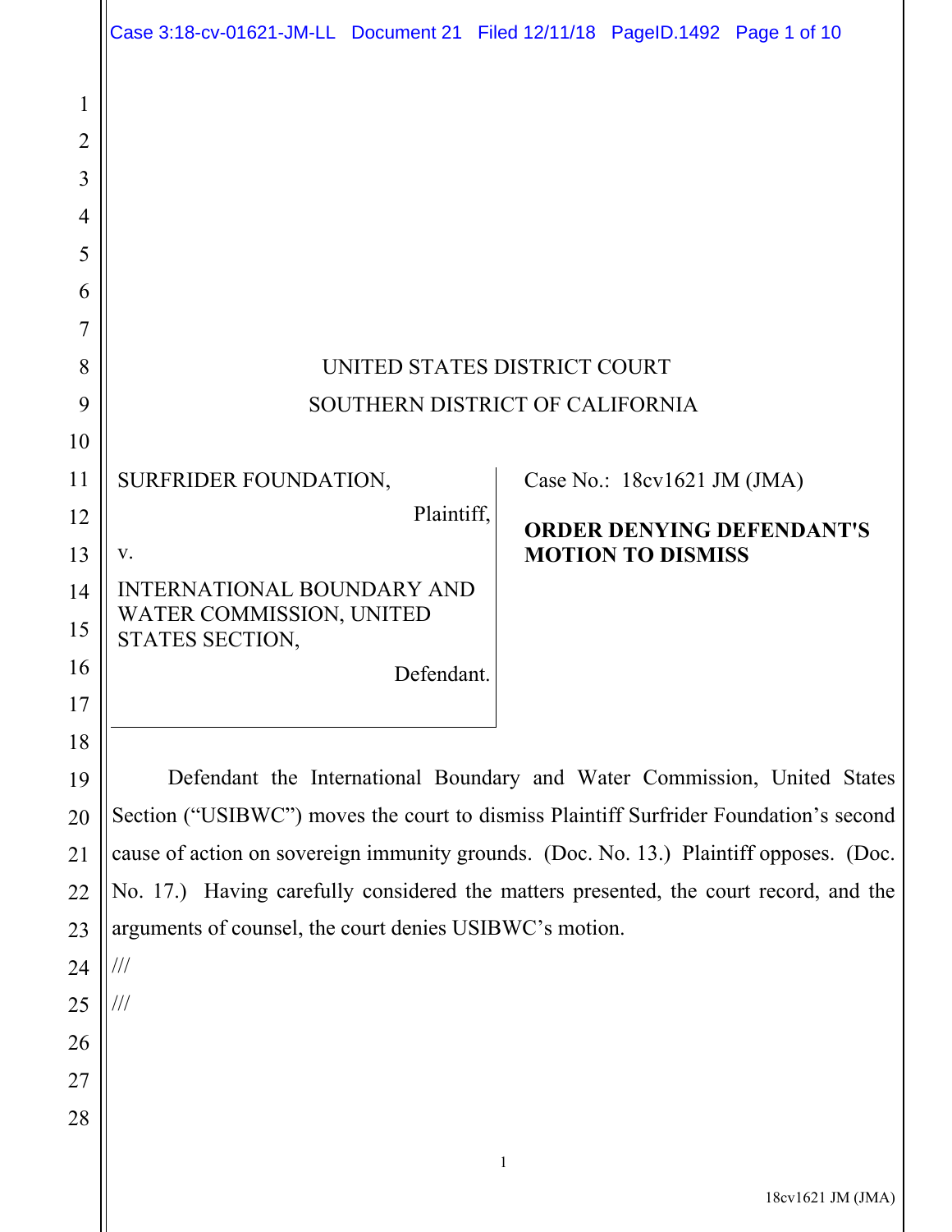UNITED STATES DISTRICT COURT

SOUTHERN DISTRICT OF CALIFORNIA

SURFRIDER FOUNDATION,

Plaintiff,

v.

INTERNATIONAL BOUNDARY AND WATER COMMISSION, UNITED STATES SECTION,

Defendant.

Case No.: 18cv1621 JM (JMA)

**ORDER DENYING DEFENDANT'S MOTION TO DISMISS**

Defendant the International Boundary and Water Commission, United States Section ("USIBWC") moves the court to dismiss Plaintiff Surfrider Foundation's second cause of action on sovereign immunity grounds. (Doc. No. 13.) Plaintiff opposes. (Doc. No. 17.) Having carefully considered the matters presented, the court record, and the arguments of counsel, the court denies USIBWC's motion.

///

///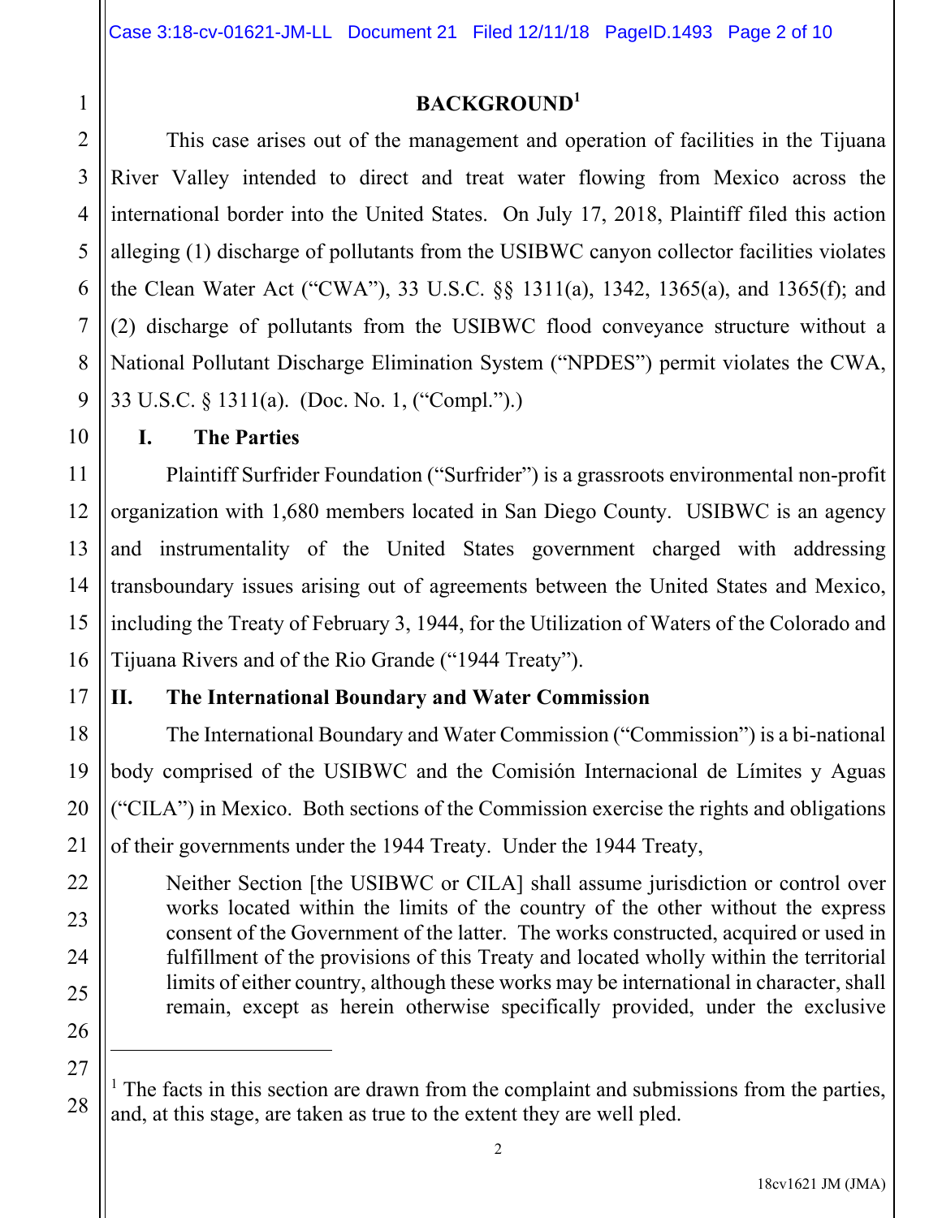## BACKGROUND[1]

This case arises out of the management and operation of facilities in the Tijuana River Valley intended to direct and treat water flowing from Mexico across the international border into the United States. On July 17, 2018, Plaintiff filed this action alleging (1) discharge of pollutants from the USIBWC canyon collector facilities violates the Clean Water Act ("CWA"), 33 U.S.C. §§ 1311(a), 1342, 1365(a), and 1365(f); and (2) discharge of pollutants from the USIBWC flood conveyance structure without a National Pollutant Discharge Elimination System ("NPDES") permit violates the CWA, 33 U.S.C. § 1311(a). (Doc. No. 1, ("Compl.").)

### I. The Parties

Plaintiff Surfrider Foundation ("Surfrider") is a grassroots environmental non-profit organization with 1,680 members located in San Diego County. USIBWC is an agency and instrumentality of the United States government charged with addressing transboundary issues arising out of agreements between the United States and Mexico, including the Treaty of February 3, 1944, for the Utilization of Waters of the Colorado and Tijuana Rivers and of the Rio Grande ("1944 Treaty").

### II. The International Boundary and Water Commission

The International Boundary and Water Commission ("Commission") is a bi-national body comprised of the USIBWC and the Comisión Internacional de Límites y Aguas ("CILA") in Mexico. Both sections of the Commission exercise the rights and obligations of their governments under the 1944 Treaty. Under the 1944 Treaty,

> Neither Section [the USIBWC or CILA] shall assume jurisdiction or control over works located within the limits of the country of the other without the express consent of the Government of the latter. The works constructed, acquired or used in fulfillment of the provisions of this Treaty and located wholly within the territorial limits of either country, although these works may be international in character, shall remain, except as herein otherwise specifically provided, under the exclusive

---

[1] The facts in this section are drawn from the complaint and submissions from the parties, and, at this stage, are taken as true to the extent they are well pled.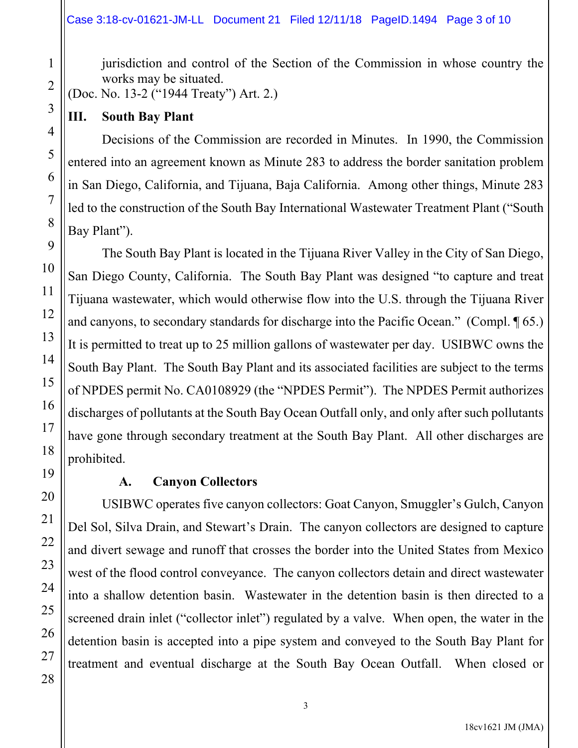jurisdiction and control of the Section of the Commission in whose country the works may be situated.

(Doc. No. 13-2 ("1944 Treaty") Art. 2.)

## III. South Bay Plant

Decisions of the Commission are recorded in Minutes. In 1990, the Commission entered into an agreement known as Minute 283 to address the border sanitation problem in San Diego, California, and Tijuana, Baja California. Among other things, Minute 283 led to the construction of the South Bay International Wastewater Treatment Plant ("South Bay Plant").

The South Bay Plant is located in the Tijuana River Valley in the City of San Diego, San Diego County, California. The South Bay Plant was designed "to capture and treat Tijuana wastewater, which would otherwise flow into the U.S. through the Tijuana River and canyons, to secondary standards for discharge into the Pacific Ocean." (Compl. ¶ 65.) It is permitted to treat up to 25 million gallons of wastewater per day. USIBWC owns the South Bay Plant. The South Bay Plant and its associated facilities are subject to the terms of NPDES permit No. CA0108929 (the "NPDES Permit"). The NPDES Permit authorizes discharges of pollutants at the South Bay Ocean Outfall only, and only after such pollutants have gone through secondary treatment at the South Bay Plant. All other discharges are prohibited.

### A. Canyon Collectors

USIBWC operates five canyon collectors: Goat Canyon, Smuggler's Gulch, Canyon Del Sol, Silva Drain, and Stewart's Drain. The canyon collectors are designed to capture and divert sewage and runoff that crosses the border into the United States from Mexico west of the flood control conveyance. The canyon collectors detain and direct wastewater into a shallow detention basin. Wastewater in the detention basin is then directed to a screened drain inlet ("collector inlet") regulated by a valve. When open, the water in the detention basin is accepted into a pipe system and conveyed to the South Bay Plant for treatment and eventual discharge at the South Bay Ocean Outfall. When closed or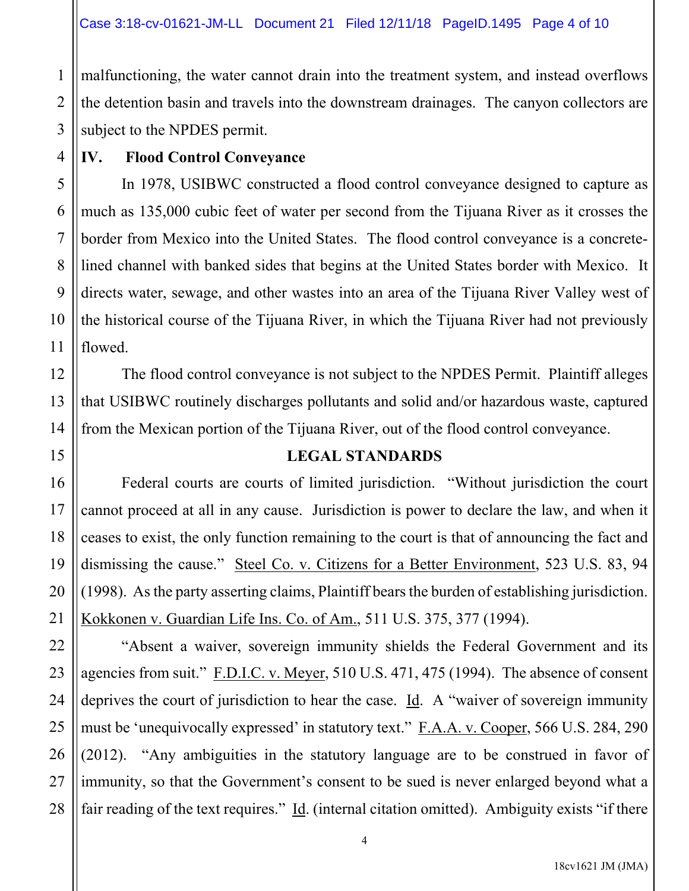malfunctioning, the water cannot drain into the treatment system, and instead overflows the detention basin and travels into the downstream drainages. The canyon collectors are subject to the NPDES permit.

## IV. Flood Control Conveyance

In 1978, USIBWC constructed a flood control conveyance designed to capture as much as 135,000 cubic feet of water per second from the Tijuana River as it crosses the border from Mexico into the United States. The flood control conveyance is a concrete-lined channel with banked sides that begins at the United States border with Mexico. It directs water, sewage, and other wastes into an area of the Tijuana River Valley west of the historical course of the Tijuana River, in which the Tijuana River had not previously flowed.

The flood control conveyance is not subject to the NPDES Permit. Plaintiff alleges that USIBWC routinely discharges pollutants and solid and/or hazardous waste, captured from the Mexican portion of the Tijuana River, out of the flood control conveyance.

## LEGAL STANDARDS

Federal courts are courts of limited jurisdiction. "Without jurisdiction the court cannot proceed at all in any cause. Jurisdiction is power to declare the law, and when it ceases to exist, the only function remaining to the court is that of announcing the fact and dismissing the cause." Steel Co. v. Citizens for a Better Environment, 523 U.S. 83, 94 (1998). As the party asserting claims, Plaintiff bears the burden of establishing jurisdiction. Kokkonen v. Guardian Life Ins. Co. of Am., 511 U.S. 375, 377 (1994).

"Absent a waiver, sovereign immunity shields the Federal Government and its agencies from suit." F.D.I.C. v. Meyer, 510 U.S. 471, 475 (1994). The absence of consent deprives the court of jurisdiction to hear the case. Id. A "waiver of sovereign immunity must be 'unequivocally expressed' in statutory text." F.A.A. v. Cooper, 566 U.S. 284, 290 (2012). "Any ambiguities in the statutory language are to be construed in favor of immunity, so that the Government's consent to be sued is never enlarged beyond what a fair reading of the text requires." Id. (internal citation omitted). Ambiguity exists "if there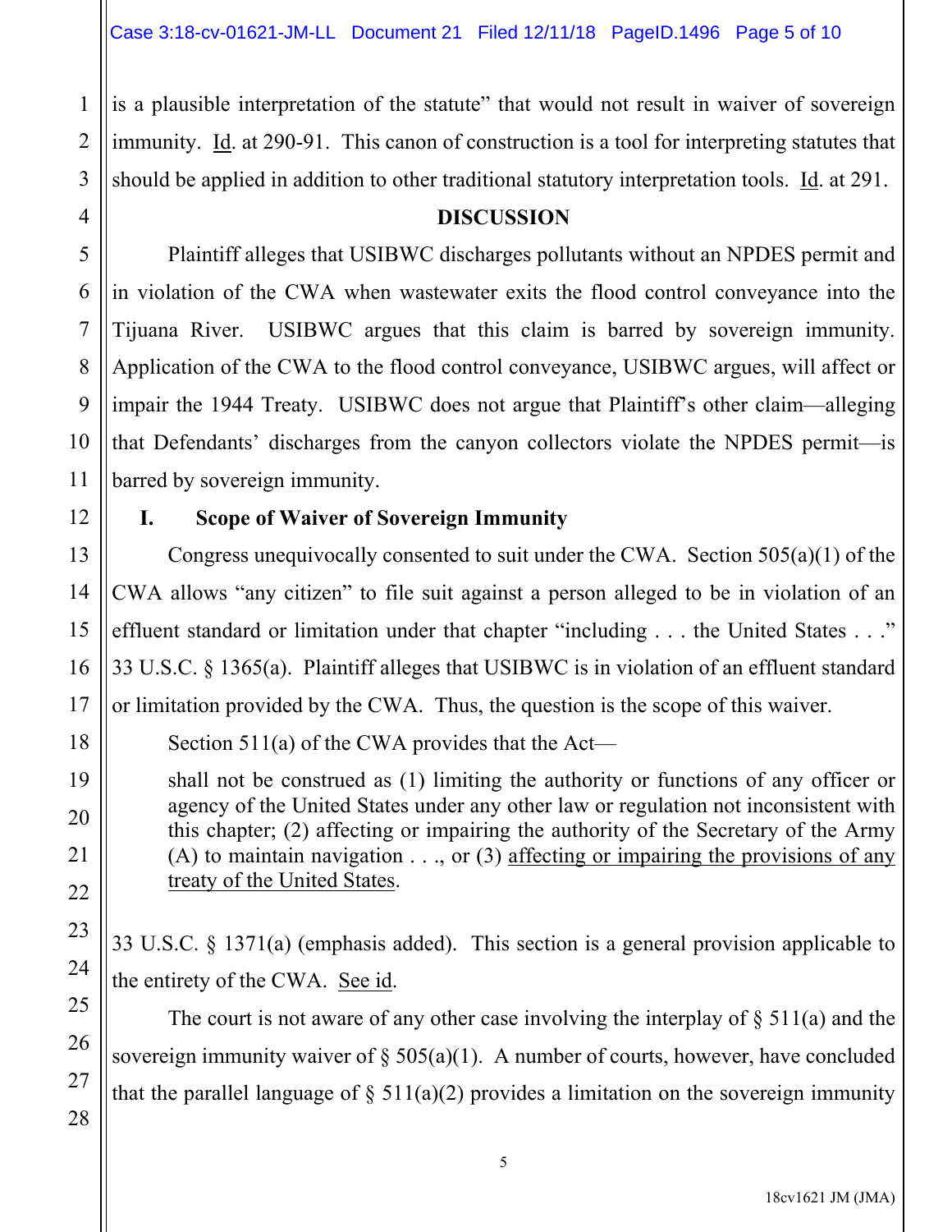is a plausible interpretation of the statute" that would not result in waiver of sovereign immunity. Id. at 290-91. This canon of construction is a tool for interpreting statutes that should be applied in addition to other traditional statutory interpretation tools. Id. at 291.

**DISCUSSION**

Plaintiff alleges that USIBWC discharges pollutants without an NPDES permit and in violation of the CWA when wastewater exits the flood control conveyance into the Tijuana River. USIBWC argues that this claim is barred by sovereign immunity. Application of the CWA to the flood control conveyance, USIBWC argues, will affect or impair the 1944 Treaty. USIBWC does not argue that Plaintiff's other claim—alleging that Defendants' discharges from the canyon collectors violate the NPDES permit—is barred by sovereign immunity.

## I. Scope of Waiver of Sovereign Immunity

Congress unequivocally consented to suit under the CWA. Section 505(a)(1) of the CWA allows "any citizen" to file suit against a person alleged to be in violation of an effluent standard or limitation under that chapter "including . . . the United States . . ." 33 U.S.C. § 1365(a). Plaintiff alleges that USIBWC is in violation of an effluent standard or limitation provided by the CWA. Thus, the question is the scope of this waiver.

Section 511(a) of the CWA provides that the Act—

> shall not be construed as (1) limiting the authority or functions of any officer or agency of the United States under any other law or regulation not inconsistent with this chapter; (2) affecting or impairing the authority of the Secretary of the Army (A) to maintain navigation . . ., or (3) affecting or impairing the provisions of any treaty of the United States.

33 U.S.C. § 1371(a) (emphasis added). This section is a general provision applicable to the entirety of the CWA. See id.

The court is not aware of any other case involving the interplay of § 511(a) and the sovereign immunity waiver of § 505(a)(1). A number of courts, however, have concluded that the parallel language of § 511(a)(2) provides a limitation on the sovereign immunity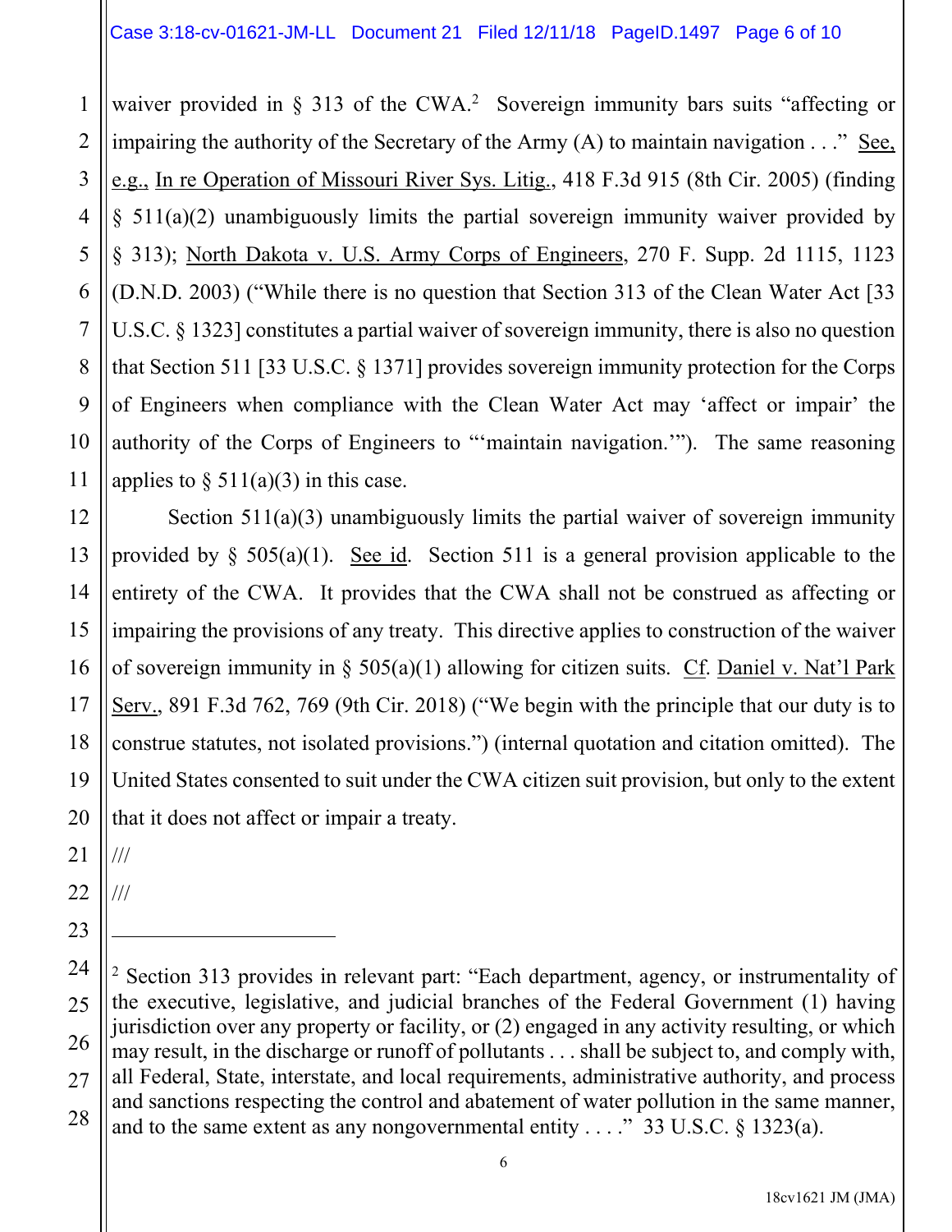waiver provided in § 313 of the CWA.[2] Sovereign immunity bars suits "affecting or impairing the authority of the Secretary of the Army (A) to maintain navigation . . ." See, e.g., In re Operation of Missouri River Sys. Litig., 418 F.3d 915 (8th Cir. 2005) (finding § 511(a)(2) unambiguously limits the partial sovereign immunity waiver provided by § 313); North Dakota v. U.S. Army Corps of Engineers, 270 F. Supp. 2d 1115, 1123 (D.N.D. 2003) ("While there is no question that Section 313 of the Clean Water Act [33 U.S.C. § 1323] constitutes a partial waiver of sovereign immunity, there is also no question that Section 511 [33 U.S.C. § 1371] provides sovereign immunity protection for the Corps of Engineers when compliance with the Clean Water Act may 'affect or impair' the authority of the Corps of Engineers to "'maintain navigation.'"). The same reasoning applies to § 511(a)(3) in this case.

Section 511(a)(3) unambiguously limits the partial waiver of sovereign immunity provided by § 505(a)(1). See id. Section 511 is a general provision applicable to the entirety of the CWA. It provides that the CWA shall not be construed as affecting or impairing the provisions of any treaty. This directive applies to construction of the waiver of sovereign immunity in § 505(a)(1) allowing for citizen suits. Cf. Daniel v. Nat'l Park Serv., 891 F.3d 762, 769 (9th Cir. 2018) ("We begin with the principle that our duty is to construe statutes, not isolated provisions.") (internal quotation and citation omitted). The United States consented to suit under the CWA citizen suit provision, but only to the extent that it does not affect or impair a treaty.

///

///

---

[2] Section 313 provides in relevant part: "Each department, agency, or instrumentality of the executive, legislative, and judicial branches of the Federal Government (1) having jurisdiction over any property or facility, or (2) engaged in any activity resulting, or which may result, in the discharge or runoff of pollutants . . . shall be subject to, and comply with, all Federal, State, interstate, and local requirements, administrative authority, and process and sanctions respecting the control and abatement of water pollution in the same manner, and to the same extent as any nongovernmental entity . . . ." 33 U.S.C. § 1323(a).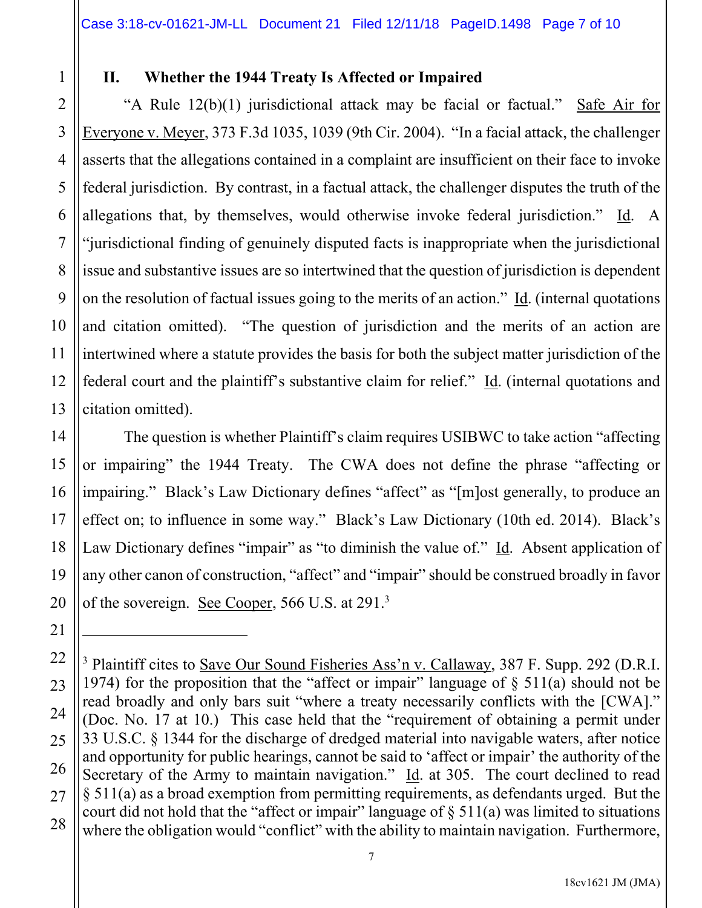## II. Whether the 1944 Treaty Is Affected or Impaired

"A Rule 12(b)(1) jurisdictional attack may be facial or factual." Safe Air for Everyone v. Meyer, 373 F.3d 1035, 1039 (9th Cir. 2004). "In a facial attack, the challenger asserts that the allegations contained in a complaint are insufficient on their face to invoke federal jurisdiction. By contrast, in a factual attack, the challenger disputes the truth of the allegations that, by themselves, would otherwise invoke federal jurisdiction." Id. A "jurisdictional finding of genuinely disputed facts is inappropriate when the jurisdictional issue and substantive issues are so intertwined that the question of jurisdiction is dependent on the resolution of factual issues going to the merits of an action." Id. (internal quotations and citation omitted). "The question of jurisdiction and the merits of an action are intertwined where a statute provides the basis for both the subject matter jurisdiction of the federal court and the plaintiff's substantive claim for relief." Id. (internal quotations and citation omitted).

The question is whether Plaintiff's claim requires USIBWC to take action "affecting or impairing" the 1944 Treaty. The CWA does not define the phrase "affecting or impairing." Black's Law Dictionary defines "affect" as "[m]ost generally, to produce an effect on; to influence in some way." Black's Law Dictionary (10th ed. 2014). Black's Law Dictionary defines "impair" as "to diminish the value of." Id. Absent application of any other canon of construction, "affect" and "impair" should be construed broadly in favor of the sovereign. See Cooper, 566 U.S. at 291.[3]

---

[3] Plaintiff cites to Save Our Sound Fisheries Ass'n v. Callaway, 387 F. Supp. 292 (D.R.I. 1974) for the proposition that the "affect or impair" language of § 511(a) should not be read broadly and only bars suit "where a treaty necessarily conflicts with the [CWA]." (Doc. No. 17 at 10.) This case held that the "requirement of obtaining a permit under 33 U.S.C. § 1344 for the discharge of dredged material into navigable waters, after notice and opportunity for public hearings, cannot be said to 'affect or impair' the authority of the Secretary of the Army to maintain navigation." Id. at 305. The court declined to read § 511(a) as a broad exemption from permitting requirements, as defendants urged. But the court did not hold that the "affect or impair" language of § 511(a) was limited to situations where the obligation would "conflict" with the ability to maintain navigation. Furthermore,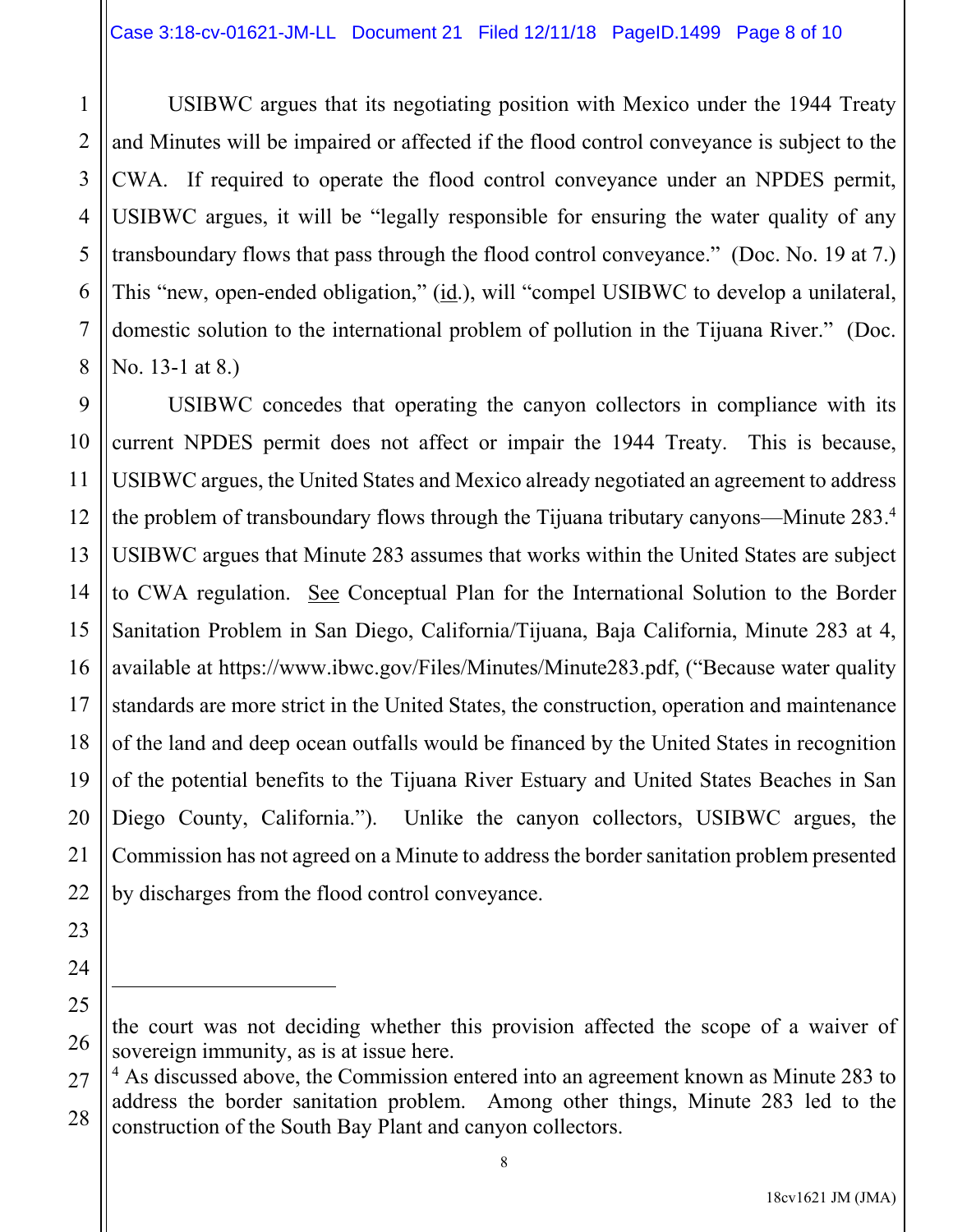USIBWC argues that its negotiating position with Mexico under the 1944 Treaty and Minutes will be impaired or affected if the flood control conveyance is subject to the CWA. If required to operate the flood control conveyance under an NPDES permit, USIBWC argues, it will be "legally responsible for ensuring the water quality of any transboundary flows that pass through the flood control conveyance." (Doc. No. 19 at 7.) This "new, open-ended obligation," (id.), will "compel USIBWC to develop a unilateral, domestic solution to the international problem of pollution in the Tijuana River." (Doc. No. 13-1 at 8.)

USIBWC concedes that operating the canyon collectors in compliance with its current NPDES permit does not affect or impair the 1944 Treaty. This is because, USIBWC argues, the United States and Mexico already negotiated an agreement to address the problem of transboundary flows through the Tijuana tributary canyons—Minute 283.[4] USIBWC argues that Minute 283 assumes that works within the United States are subject to CWA regulation. See Conceptual Plan for the International Solution to the Border Sanitation Problem in San Diego, California/Tijuana, Baja California, Minute 283 at 4, available at https://www.ibwc.gov/Files/Minutes/Minute283.pdf, ("Because water quality standards are more strict in the United States, the construction, operation and maintenance of the land and deep ocean outfalls would be financed by the United States in recognition of the potential benefits to the Tijuana River Estuary and United States Beaches in San Diego County, California."). Unlike the canyon collectors, USIBWC argues, the Commission has not agreed on a Minute to address the border sanitation problem presented by discharges from the flood control conveyance.

---

the court was not deciding whether this provision affected the scope of a waiver of sovereign immunity, as is at issue here.

[4] As discussed above, the Commission entered into an agreement known as Minute 283 to address the border sanitation problem. Among other things, Minute 283 led to the construction of the South Bay Plant and canyon collectors.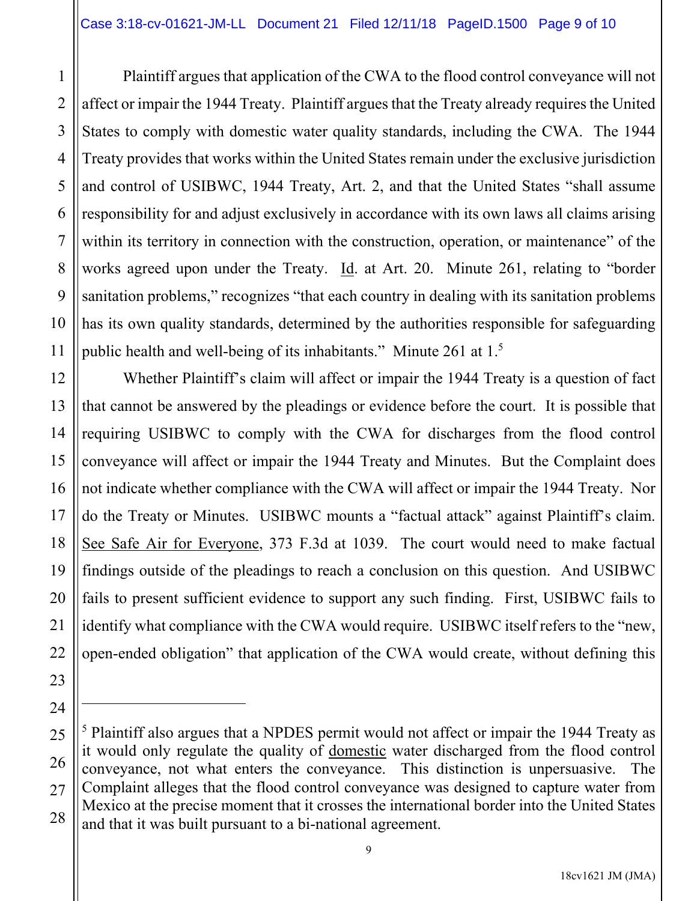Plaintiff argues that application of the CWA to the flood control conveyance will not affect or impair the 1944 Treaty. Plaintiff argues that the Treaty already requires the United States to comply with domestic water quality standards, including the CWA. The 1944 Treaty provides that works within the United States remain under the exclusive jurisdiction and control of USIBWC, 1944 Treaty, Art. 2, and that the United States "shall assume responsibility for and adjust exclusively in accordance with its own laws all claims arising within its territory in connection with the construction, operation, or maintenance" of the works agreed upon under the Treaty. Id. at Art. 20. Minute 261, relating to "border sanitation problems," recognizes "that each country in dealing with its sanitation problems has its own quality standards, determined by the authorities responsible for safeguarding public health and well-being of its inhabitants." Minute 261 at 1.[5]

Whether Plaintiff's claim will affect or impair the 1944 Treaty is a question of fact that cannot be answered by the pleadings or evidence before the court. It is possible that requiring USIBWC to comply with the CWA for discharges from the flood control conveyance will affect or impair the 1944 Treaty and Minutes. But the Complaint does not indicate whether compliance with the CWA will affect or impair the 1944 Treaty. Nor do the Treaty or Minutes. USIBWC mounts a "factual attack" against Plaintiff's claim. See Safe Air for Everyone, 373 F.3d at 1039. The court would need to make factual findings outside of the pleadings to reach a conclusion on this question. And USIBWC fails to present sufficient evidence to support any such finding. First, USIBWC fails to identify what compliance with the CWA would require. USIBWC itself refers to the "new, open-ended obligation" that application of the CWA would create, without defining this

---

[5] Plaintiff also argues that a NPDES permit would not affect or impair the 1944 Treaty as it would only regulate the quality of domestic water discharged from the flood control conveyance, not what enters the conveyance. This distinction is unpersuasive. The Complaint alleges that the flood control conveyance was designed to capture water from Mexico at the precise moment that it crosses the international border into the United States and that it was built pursuant to a bi-national agreement.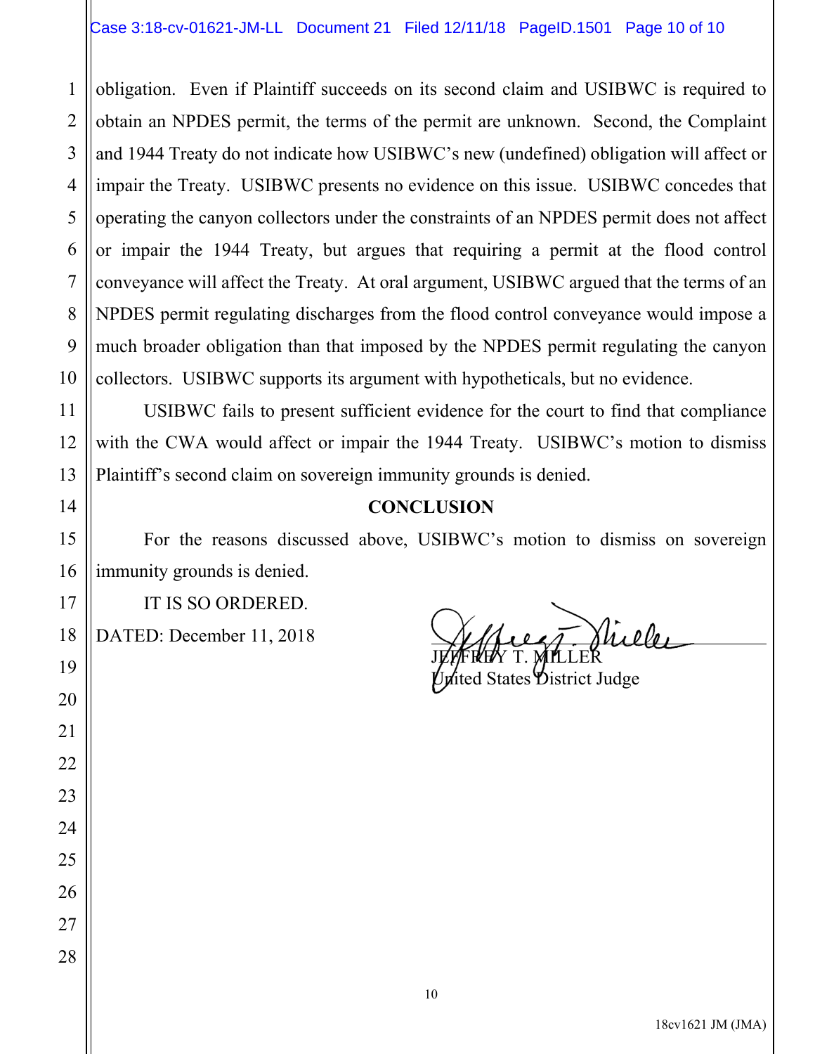obligation. Even if Plaintiff succeeds on its second claim and USIBWC is required to obtain an NPDES permit, the terms of the permit are unknown. Second, the Complaint and 1944 Treaty do not indicate how USIBWC's new (undefined) obligation will affect or impair the Treaty. USIBWC presents no evidence on this issue. USIBWC concedes that operating the canyon collectors under the constraints of an NPDES permit does not affect or impair the 1944 Treaty, but argues that requiring a permit at the flood control conveyance will affect the Treaty. At oral argument, USIBWC argued that the terms of an NPDES permit regulating discharges from the flood control conveyance would impose a much broader obligation than that imposed by the NPDES permit regulating the canyon collectors. USIBWC supports its argument with hypotheticals, but no evidence.

USIBWC fails to present sufficient evidence for the court to find that compliance with the CWA would affect or impair the 1944 Treaty. USIBWC's motion to dismiss Plaintiff's second claim on sovereign immunity grounds is denied.

**CONCLUSION**

For the reasons discussed above, USIBWC's motion to dismiss on sovereign immunity grounds is denied.

IT IS SO ORDERED.

DATED: December 11, 2018

JEFFREY T. MILLER
United States District Judge